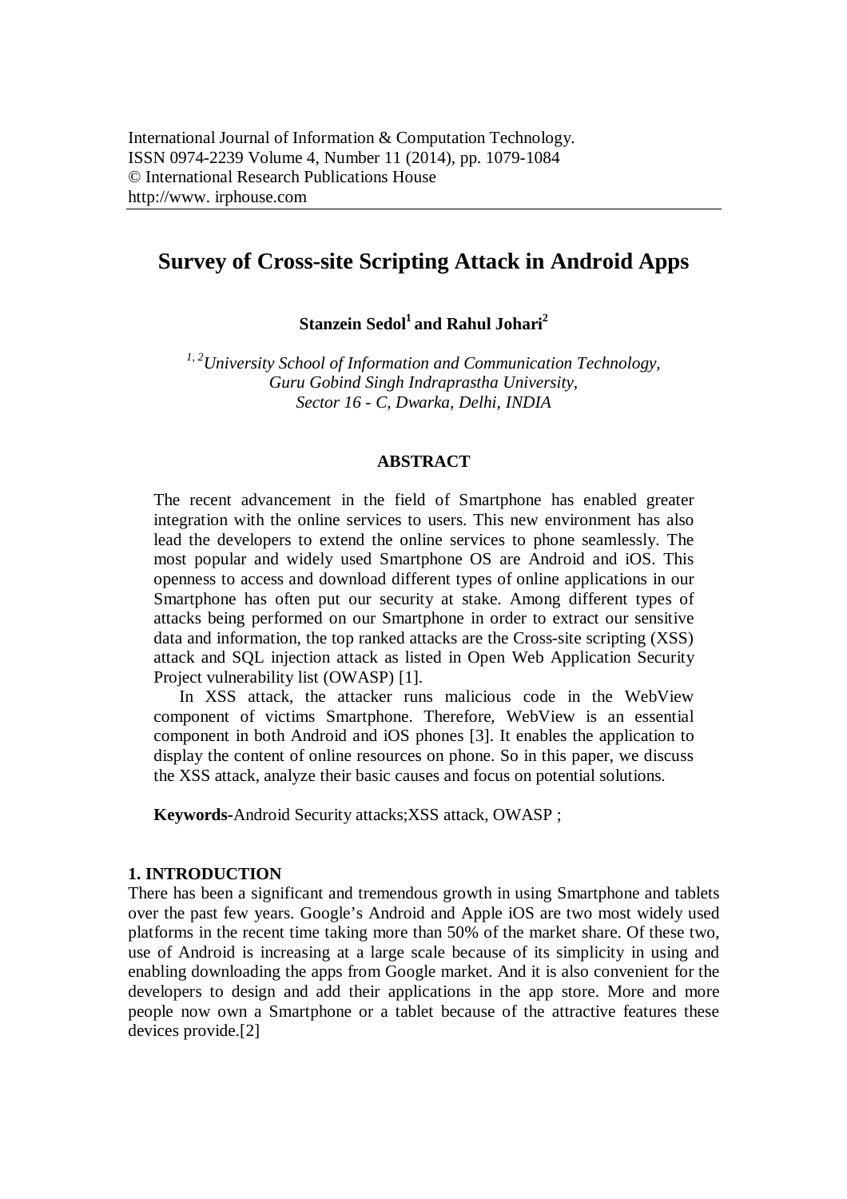International Journal of Information & Computation Technology.
ISSN 0974-2239 Volume 4, Number 11 (2014), pp. 1079-1084
© International Research Publications House
http://www. irphouse.com

# Survey of Cross-site Scripting Attack in Android Apps

**Stanzein Sedol[1] and Rahul Johari[2]**

*[1, 2]University School of Information and Communication Technology, Guru Gobind Singh Indraprastha University, Sector 16 - C, Dwarka, Delhi, INDIA*

## ABSTRACT

The recent advancement in the field of Smartphone has enabled greater integration with the online services to users. This new environment has also lead the developers to extend the online services to phone seamlessly. The most popular and widely used Smartphone OS are Android and iOS. This openness to access and download different types of online applications in our Smartphone has often put our security at stake. Among different types of attacks being performed on our Smartphone in order to extract our sensitive data and information, the top ranked attacks are the Cross-site scripting (XSS) attack and SQL injection attack as listed in Open Web Application Security Project vulnerability list (OWASP) [1].

In XSS attack, the attacker runs malicious code in the WebView component of victims Smartphone. Therefore, WebView is an essential component in both Android and iOS phones [3]. It enables the application to display the content of online resources on phone. So in this paper, we discuss the XSS attack, analyze their basic causes and focus on potential solutions.

**Keywords**-Android Security attacks;XSS attack, OWASP ;

## 1. INTRODUCTION

There has been a significant and tremendous growth in using Smartphone and tablets over the past few years. Google's Android and Apple iOS are two most widely used platforms in the recent time taking more than 50% of the market share. Of these two, use of Android is increasing at a large scale because of its simplicity in using and enabling downloading the apps from Google market. And it is also convenient for the developers to design and add their applications in the app store. More and more people now own a Smartphone or a tablet because of the attractive features these devices provide.[2]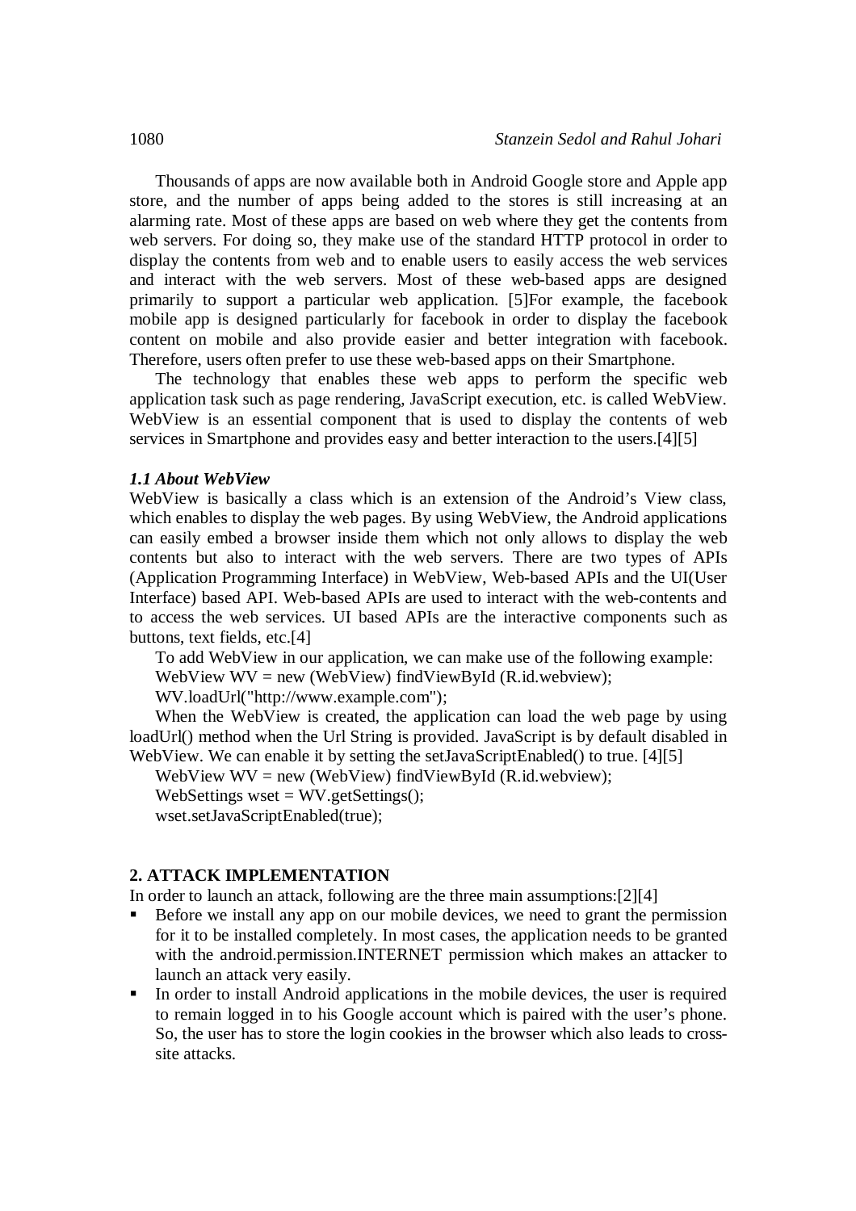Thousands of apps are now available both in Android Google store and Apple app store, and the number of apps being added to the stores is still increasing at an alarming rate. Most of these apps are based on web where they get the contents from web servers. For doing so, they make use of the standard HTTP protocol in order to display the contents from web and to enable users to easily access the web services and interact with the web servers. Most of these web-based apps are designed primarily to support a particular web application. [5]For example, the facebook mobile app is designed particularly for facebook in order to display the facebook content on mobile and also provide easier and better integration with facebook. Therefore, users often prefer to use these web-based apps on their Smartphone.

The technology that enables these web apps to perform the specific web application task such as page rendering, JavaScript execution, etc. is called WebView. WebView is an essential component that is used to display the contents of web services in Smartphone and provides easy and better interaction to the users.[4][5]

### *1.1 About WebView*

WebView is basically a class which is an extension of the Android's View class, which enables to display the web pages. By using WebView, the Android applications can easily embed a browser inside them which not only allows to display the web contents but also to interact with the web servers. There are two types of APIs (Application Programming Interface) in WebView, Web-based APIs and the UI(User Interface) based API. Web-based APIs are used to interact with the web-contents and to access the web services. UI based APIs are the interactive components such as buttons, text fields, etc.[4]

To add WebView in our application, we can make use of the following example:

```
WebView WV = new (WebView) findViewById (R.id.webview);
WV.loadUrl("http://www.example.com");
```

When the WebView is created, the application can load the web page by using loadUrl() method when the Url String is provided. JavaScript is by default disabled in WebView. We can enable it by setting the setJavaScriptEnabled() to true. [4][5]

```
WebView WV = new (WebView) findViewById (R.id.webview);
WebSettings wset = WV.getSettings();
wset.setJavaScriptEnabled(true);
```

## 2. ATTACK IMPLEMENTATION

In order to launch an attack, following are the three main assumptions:[2][4]

- Before we install any app on our mobile devices, we need to grant the permission for it to be installed completely. In most cases, the application needs to be granted with the android.permission.INTERNET permission which makes an attacker to launch an attack very easily.
- In order to install Android applications in the mobile devices, the user is required to remain logged in to his Google account which is paired with the user's phone. So, the user has to store the login cookies in the browser which also leads to cross-site attacks.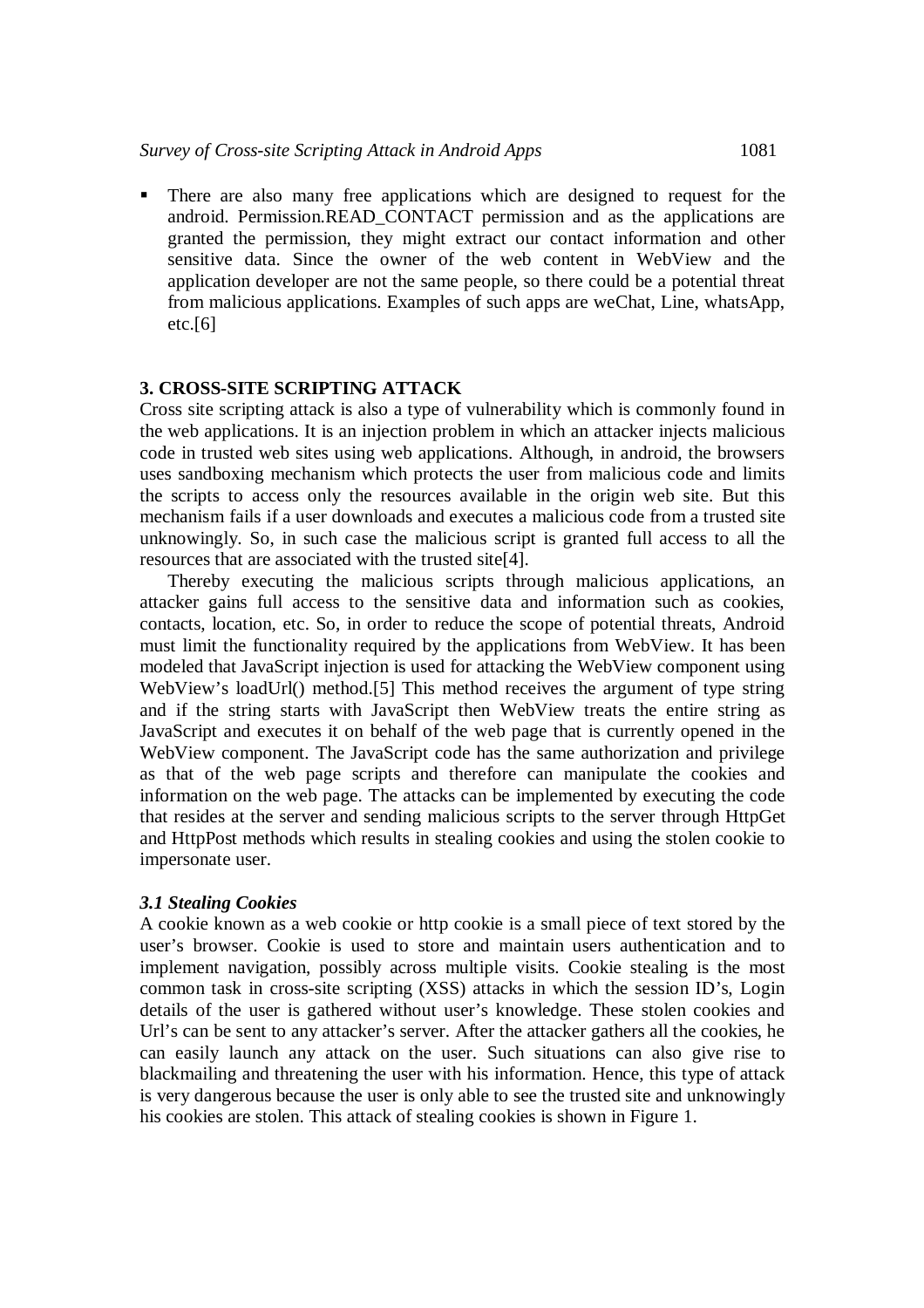- There are also many free applications which are designed to request for the android. Permission.READ_CONTACT permission and as the applications are granted the permission, they might extract our contact information and other sensitive data. Since the owner of the web content in WebView and the application developer are not the same people, so there could be a potential threat from malicious applications. Examples of such apps are weChat, Line, whatsApp, etc.[6]

## 3. CROSS-SITE SCRIPTING ATTACK

Cross site scripting attack is also a type of vulnerability which is commonly found in the web applications. It is an injection problem in which an attacker injects malicious code in trusted web sites using web applications. Although, in android, the browsers uses sandboxing mechanism which protects the user from malicious code and limits the scripts to access only the resources available in the origin web site. But this mechanism fails if a user downloads and executes a malicious code from a trusted site unknowingly. So, in such case the malicious script is granted full access to all the resources that are associated with the trusted site[4].

Thereby executing the malicious scripts through malicious applications, an attacker gains full access to the sensitive data and information such as cookies, contacts, location, etc. So, in order to reduce the scope of potential threats, Android must limit the functionality required by the applications from WebView. It has been modeled that JavaScript injection is used for attacking the WebView component using WebView's loadUrl() method.[5] This method receives the argument of type string and if the string starts with JavaScript then WebView treats the entire string as JavaScript and executes it on behalf of the web page that is currently opened in the WebView component. The JavaScript code has the same authorization and privilege as that of the web page scripts and therefore can manipulate the cookies and information on the web page. The attacks can be implemented by executing the code that resides at the server and sending malicious scripts to the server through HttpGet and HttpPost methods which results in stealing cookies and using the stolen cookie to impersonate user.

### *3.1 Stealing Cookies*

A cookie known as a web cookie or http cookie is a small piece of text stored by the user's browser. Cookie is used to store and maintain users authentication and to implement navigation, possibly across multiple visits. Cookie stealing is the most common task in cross-site scripting (XSS) attacks in which the session ID's, Login details of the user is gathered without user's knowledge. These stolen cookies and Url's can be sent to any attacker's server. After the attacker gathers all the cookies, he can easily launch any attack on the user. Such situations can also give rise to blackmailing and threatening the user with his information. Hence, this type of attack is very dangerous because the user is only able to see the trusted site and unknowingly his cookies are stolen. This attack of stealing cookies is shown in Figure 1.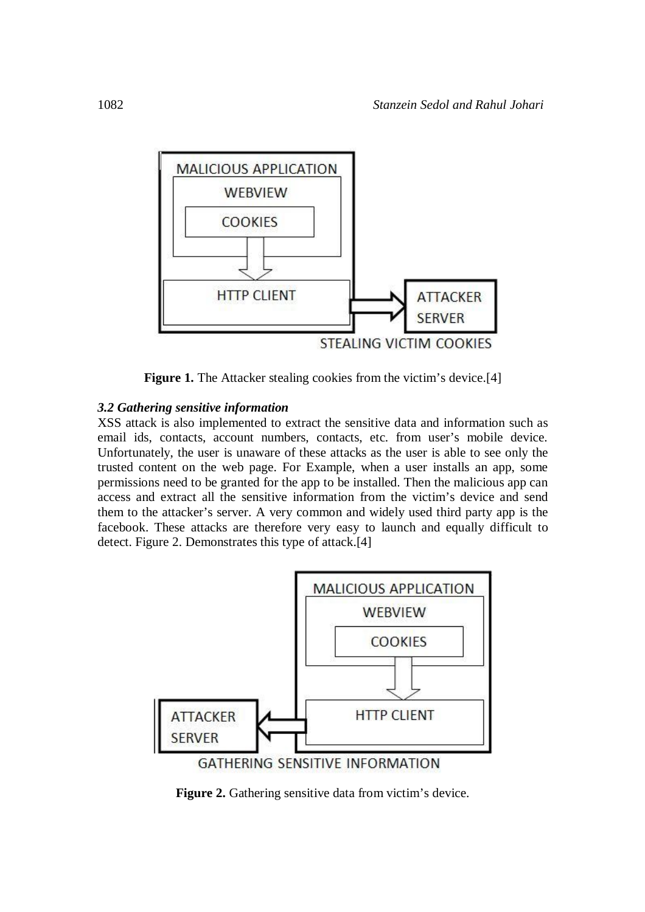Figure 1. The Attacker stealing cookies from the victim's device.[4]

### *3.2 Gathering sensitive information*

XSS attack is also implemented to extract the sensitive data and information such as email ids, contacts, account numbers, contacts, etc. from user's mobile device. Unfortunately, the user is unaware of these attacks as the user is able to see only the trusted content on the web page. For Example, when a user installs an app, some permissions need to be granted for the app to be installed. Then the malicious app can access and extract all the sensitive information from the victim's device and send them to the attacker's server. A very common and widely used third party app is the facebook. These attacks are therefore very easy to launch and equally difficult to detect. Figure 2. Demonstrates this type of attack.[4]

**Figure 2.** Gathering sensitive data from victim's device.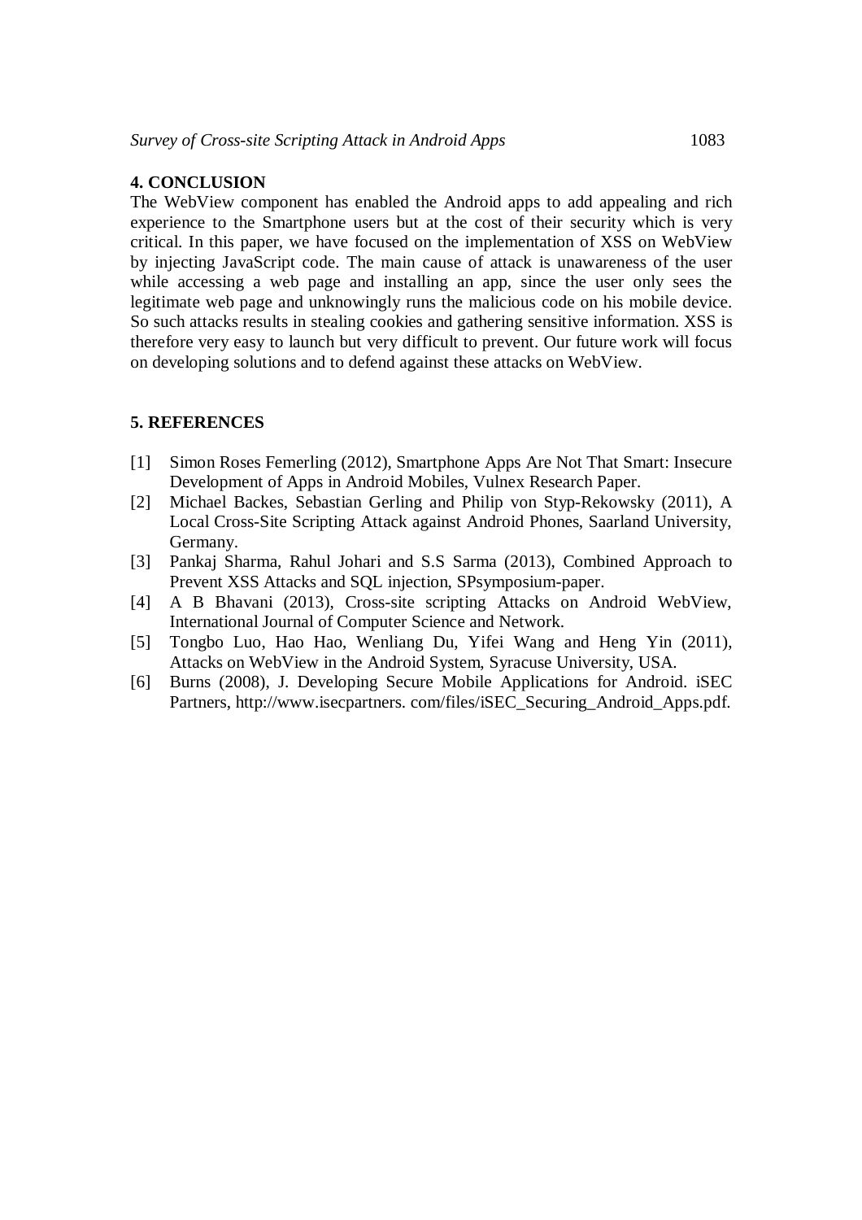## 4. CONCLUSION

The WebView component has enabled the Android apps to add appealing and rich experience to the Smartphone users but at the cost of their security which is very critical. In this paper, we have focused on the implementation of XSS on WebView by injecting JavaScript code. The main cause of attack is unawareness of the user while accessing a web page and installing an app, since the user only sees the legitimate web page and unknowingly runs the malicious code on his mobile device. So such attacks results in stealing cookies and gathering sensitive information. XSS is therefore very easy to launch but very difficult to prevent. Our future work will focus on developing solutions and to defend against these attacks on WebView.

## 5. REFERENCES

[1] Simon Roses Femerling (2012), Smartphone Apps Are Not That Smart: Insecure Development of Apps in Android Mobiles, Vulnex Research Paper.

[2] Michael Backes, Sebastian Gerling and Philip von Styp-Rekowsky (2011), A Local Cross-Site Scripting Attack against Android Phones, Saarland University, Germany.

[3] Pankaj Sharma, Rahul Johari and S.S Sarma (2013), Combined Approach to Prevent XSS Attacks and SQL injection, SPsymposium-paper.

[4] A B Bhavani (2013), Cross-site scripting Attacks on Android WebView, International Journal of Computer Science and Network.

[5] Tongbo Luo, Hao Hao, Wenliang Du, Yifei Wang and Heng Yin (2011), Attacks on WebView in the Android System, Syracuse University, USA.

[6] Burns (2008), J. Developing Secure Mobile Applications for Android. iSEC Partners, http://www.isecpartners. com/files/iSEC_Securing_Android_Apps.pdf.